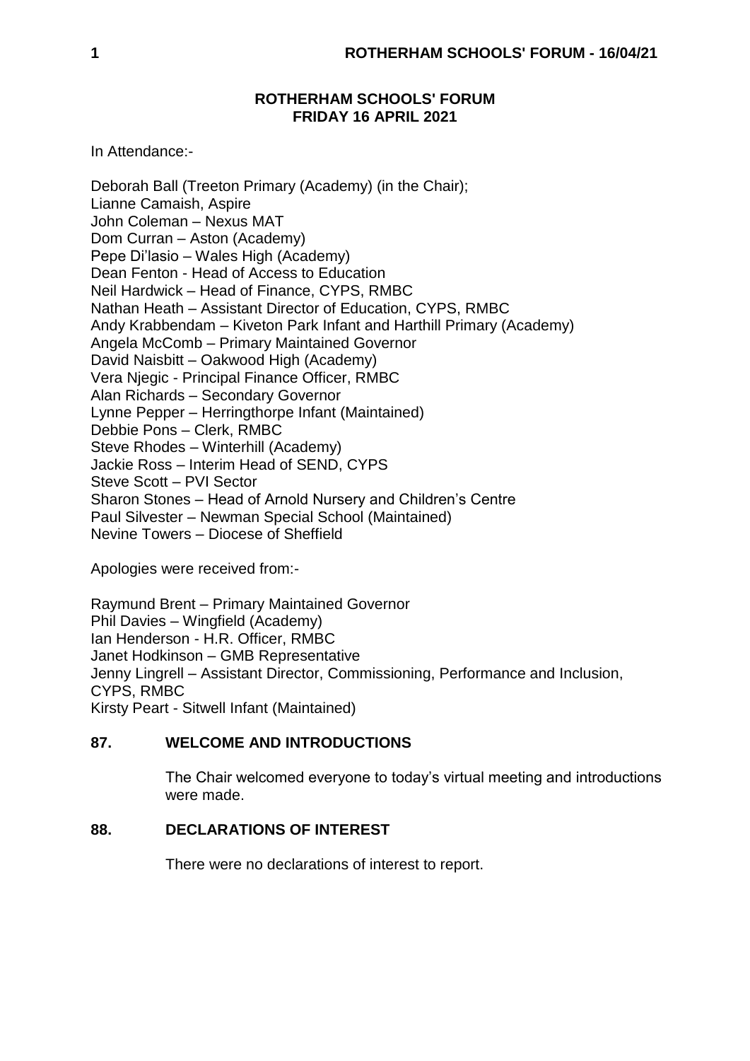# ROTHERHAM SCHOOLS' FORUM
## FRIDAY 16 APRIL 2021

In Attendance:-

Deborah Ball (Treeton Primary (Academy) (in the Chair);
Lianne Camaish, Aspire
John Coleman – Nexus MAT
Dom Curran – Aston (Academy)
Pepe Di'Iasio – Wales High (Academy)
Dean Fenton - Head of Access to Education
Neil Hardwick – Head of Finance, CYPS, RMBC
Nathan Heath – Assistant Director of Education, CYPS, RMBC
Andy Krabbendam – Kiveton Park Infant and Harthill Primary (Academy)
Angela McComb – Primary Maintained Governor
David Naisbitt – Oakwood High (Academy)
Vera Njegic - Principal Finance Officer, RMBC
Alan Richards – Secondary Governor
Lynne Pepper – Herringthorpe Infant (Maintained)
Debbie Pons – Clerk, RMBC
Steve Rhodes – Winterhill (Academy)
Jackie Ross – Interim Head of SEND, CYPS
Steve Scott – PVI Sector
Sharon Stones – Head of Arnold Nursery and Children's Centre
Paul Silvester – Newman Special School (Maintained)
Nevine Towers – Diocese of Sheffield

Apologies were received from:-

Raymund Brent – Primary Maintained Governor
Phil Davies – Wingfield (Academy)
Ian Henderson - H.R. Officer, RMBC
Janet Hodkinson – GMB Representative
Jenny Lingrell – Assistant Director, Commissioning, Performance and Inclusion, CYPS, RMBC
Kirsty Peart - Sitwell Infant (Maintained)

## 87. WELCOME AND INTRODUCTIONS

The Chair welcomed everyone to today's virtual meeting and introductions were made.

## 88. DECLARATIONS OF INTEREST

There were no declarations of interest to report.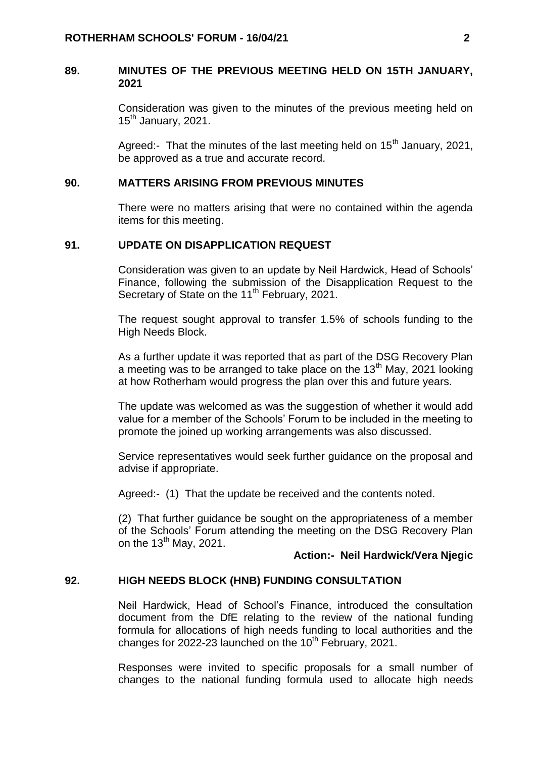## 89. MINUTES OF THE PREVIOUS MEETING HELD ON 15TH JANUARY, 2021

Consideration was given to the minutes of the previous meeting held on 15th January, 2021.

Agreed:- That the minutes of the last meeting held on 15th January, 2021, be approved as a true and accurate record.

## 90. MATTERS ARISING FROM PREVIOUS MINUTES

There were no matters arising that were no contained within the agenda items for this meeting.

## 91. UPDATE ON DISAPPLICATION REQUEST

Consideration was given to an update by Neil Hardwick, Head of Schools' Finance, following the submission of the Disapplication Request to the Secretary of State on the 11th February, 2021.

The request sought approval to transfer 1.5% of schools funding to the High Needs Block.

As a further update it was reported that as part of the DSG Recovery Plan a meeting was to be arranged to take place on the 13th May, 2021 looking at how Rotherham would progress the plan over this and future years.

The update was welcomed as was the suggestion of whether it would add value for a member of the Schools' Forum to be included in the meeting to promote the joined up working arrangements was also discussed.

Service representatives would seek further guidance on the proposal and advise if appropriate.

Agreed:- (1) That the update be received and the contents noted.

(2) That further guidance be sought on the appropriateness of a member of the Schools' Forum attending the meeting on the DSG Recovery Plan on the 13th May, 2021.

**Action:- Neil Hardwick/Vera Njegic**

## 92. HIGH NEEDS BLOCK (HNB) FUNDING CONSULTATION

Neil Hardwick, Head of School's Finance, introduced the consultation document from the DfE relating to the review of the national funding formula for allocations of high needs funding to local authorities and the changes for 2022-23 launched on the 10th February, 2021.

Responses were invited to specific proposals for a small number of changes to the national funding formula used to allocate high needs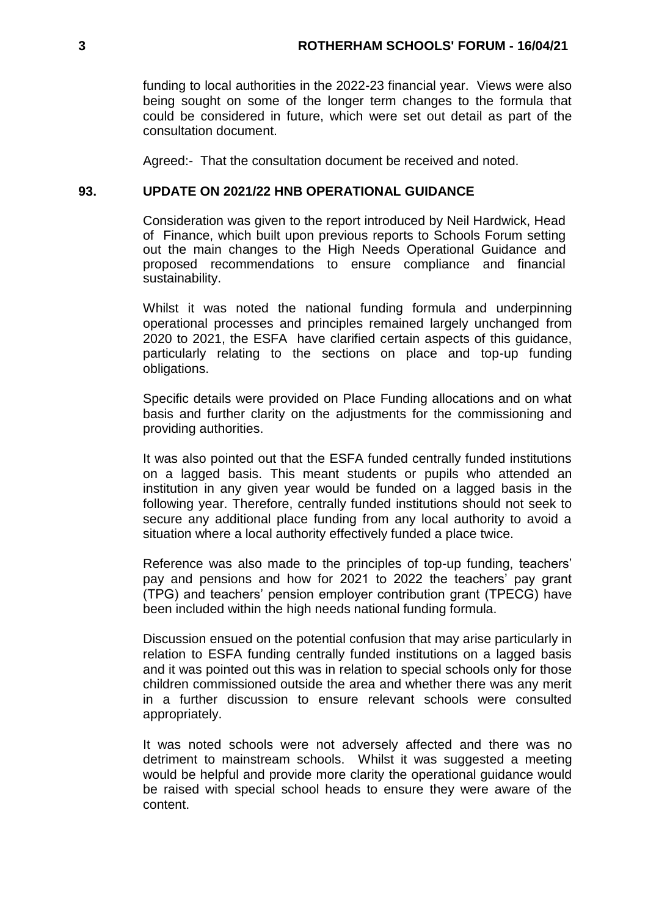funding to local authorities in the 2022-23 financial year. Views were also being sought on some of the longer term changes to the formula that could be considered in future, which were set out detail as part of the consultation document.

Agreed:- That the consultation document be received and noted.

## 93. UPDATE ON 2021/22 HNB OPERATIONAL GUIDANCE

Consideration was given to the report introduced by Neil Hardwick, Head of Finance, which built upon previous reports to Schools Forum setting out the main changes to the High Needs Operational Guidance and proposed recommendations to ensure compliance and financial sustainability.

Whilst it was noted the national funding formula and underpinning operational processes and principles remained largely unchanged from 2020 to 2021, the ESFA have clarified certain aspects of this guidance, particularly relating to the sections on place and top-up funding obligations.

Specific details were provided on Place Funding allocations and on what basis and further clarity on the adjustments for the commissioning and providing authorities.

It was also pointed out that the ESFA funded centrally funded institutions on a lagged basis. This meant students or pupils who attended an institution in any given year would be funded on a lagged basis in the following year. Therefore, centrally funded institutions should not seek to secure any additional place funding from any local authority to avoid a situation where a local authority effectively funded a place twice.

Reference was also made to the principles of top-up funding, teachers' pay and pensions and how for 2021 to 2022 the teachers' pay grant (TPG) and teachers' pension employer contribution grant (TPECG) have been included within the high needs national funding formula.

Discussion ensued on the potential confusion that may arise particularly in relation to ESFA funding centrally funded institutions on a lagged basis and it was pointed out this was in relation to special schools only for those children commissioned outside the area and whether there was any merit in a further discussion to ensure relevant schools were consulted appropriately.

It was noted schools were not adversely affected and there was no detriment to mainstream schools. Whilst it was suggested a meeting would be helpful and provide more clarity the operational guidance would be raised with special school heads to ensure they were aware of the content.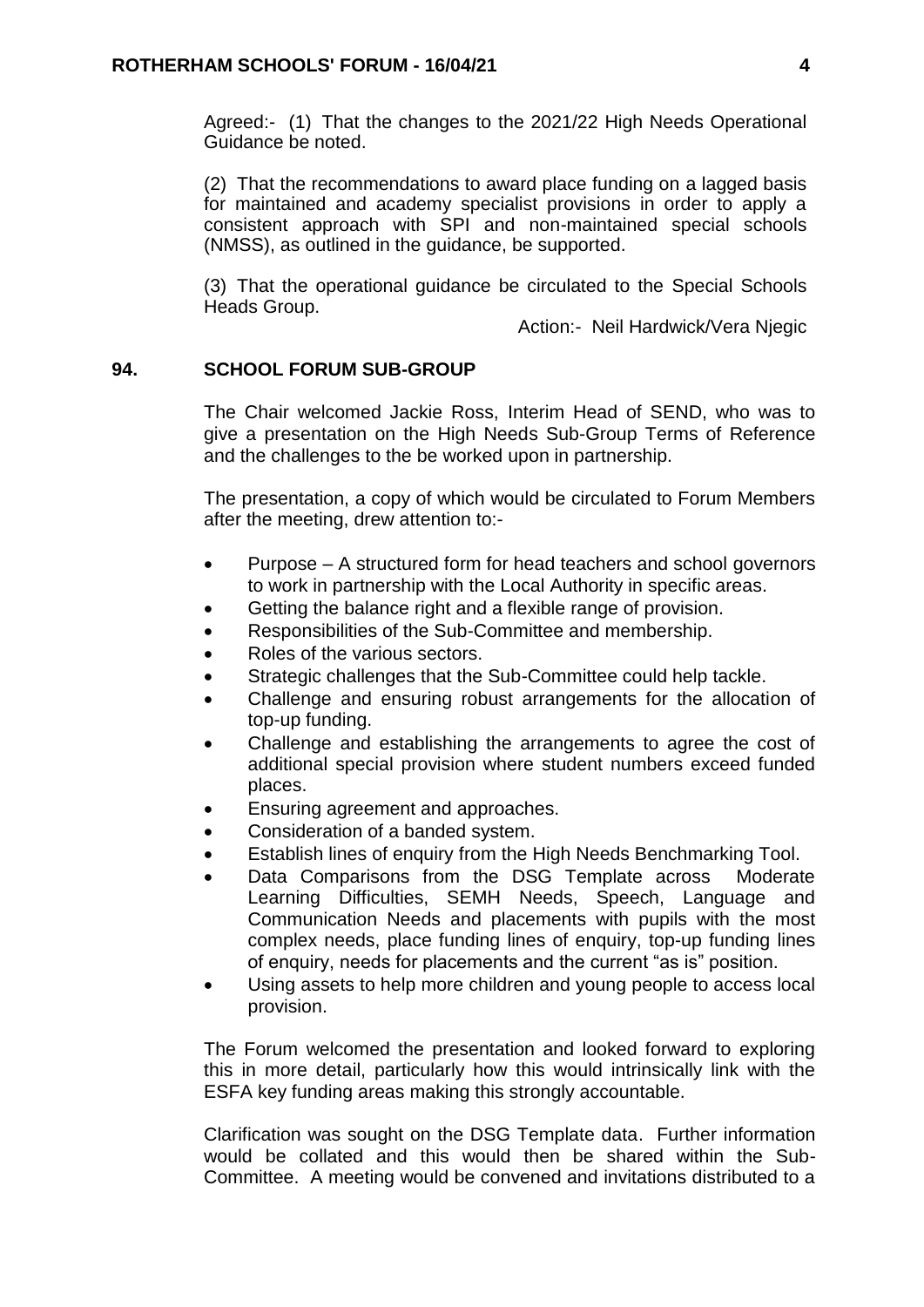Agreed:- (1) That the changes to the 2021/22 High Needs Operational Guidance be noted.

(2) That the recommendations to award place funding on a lagged basis for maintained and academy specialist provisions in order to apply a consistent approach with SPI and non-maintained special schools (NMSS), as outlined in the guidance, be supported.

(3) That the operational guidance be circulated to the Special Schools Heads Group.

Action:- Neil Hardwick/Vera Njegic

## 94. SCHOOL FORUM SUB-GROUP

The Chair welcomed Jackie Ross, Interim Head of SEND, who was to give a presentation on the High Needs Sub-Group Terms of Reference and the challenges to the be worked upon in partnership.

The presentation, a copy of which would be circulated to Forum Members after the meeting, drew attention to:-

- Purpose – A structured form for head teachers and school governors to work in partnership with the Local Authority in specific areas.
- Getting the balance right and a flexible range of provision.
- Responsibilities of the Sub-Committee and membership.
- Roles of the various sectors.
- Strategic challenges that the Sub-Committee could help tackle.
- Challenge and ensuring robust arrangements for the allocation of top-up funding.
- Challenge and establishing the arrangements to agree the cost of additional special provision where student numbers exceed funded places.
- Ensuring agreement and approaches.
- Consideration of a banded system.
- Establish lines of enquiry from the High Needs Benchmarking Tool.
- Data Comparisons from the DSG Template across Moderate Learning Difficulties, SEMH Needs, Speech, Language and Communication Needs and placements with pupils with the most complex needs, place funding lines of enquiry, top-up funding lines of enquiry, needs for placements and the current "as is" position.
- Using assets to help more children and young people to access local provision.

The Forum welcomed the presentation and looked forward to exploring this in more detail, particularly how this would intrinsically link with the ESFA key funding areas making this strongly accountable.

Clarification was sought on the DSG Template data. Further information would be collated and this would then be shared within the Sub-Committee. A meeting would be convened and invitations distributed to a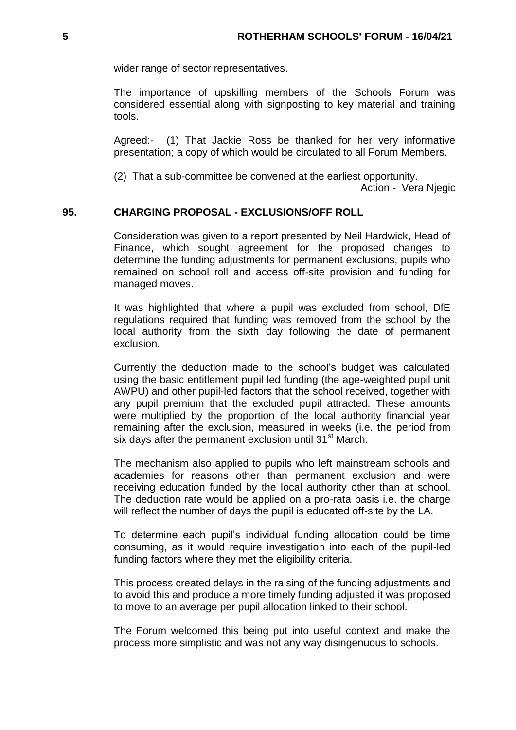wider range of sector representatives.

The importance of upskilling members of the Schools Forum was considered essential along with signposting to key material and training tools.

Agreed:- (1) That Jackie Ross be thanked for her very informative presentation; a copy of which would be circulated to all Forum Members.

(2) That a sub-committee be convened at the earliest opportunity.

Action:- Vera Njegic

## 95. CHARGING PROPOSAL - EXCLUSIONS/OFF ROLL

Consideration was given to a report presented by Neil Hardwick, Head of Finance, which sought agreement for the proposed changes to determine the funding adjustments for permanent exclusions, pupils who remained on school roll and access off-site provision and funding for managed moves.

It was highlighted that where a pupil was excluded from school, DfE regulations required that funding was removed from the school by the local authority from the sixth day following the date of permanent exclusion.

Currently the deduction made to the school's budget was calculated using the basic entitlement pupil led funding (the age-weighted pupil unit AWPU) and other pupil-led factors that the school received, together with any pupil premium that the excluded pupil attracted. These amounts were multiplied by the proportion of the local authority financial year remaining after the exclusion, measured in weeks (i.e. the period from six days after the permanent exclusion until 31st March.

The mechanism also applied to pupils who left mainstream schools and academies for reasons other than permanent exclusion and were receiving education funded by the local authority other than at school. The deduction rate would be applied on a pro-rata basis i.e. the charge will reflect the number of days the pupil is educated off-site by the LA.

To determine each pupil's individual funding allocation could be time consuming, as it would require investigation into each of the pupil-led funding factors where they met the eligibility criteria.

This process created delays in the raising of the funding adjustments and to avoid this and produce a more timely funding adjusted it was proposed to move to an average per pupil allocation linked to their school.

The Forum welcomed this being put into useful context and make the process more simplistic and was not any way disingenuous to schools.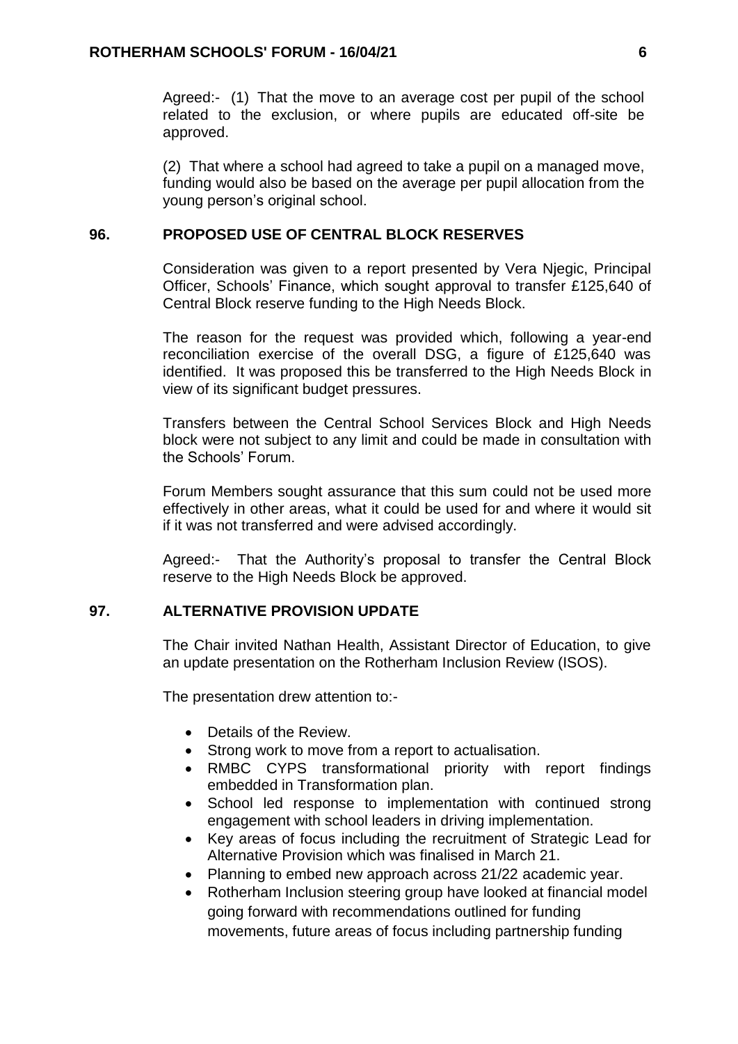Agreed:- (1) That the move to an average cost per pupil of the school related to the exclusion, or where pupils are educated off-site be approved.

(2) That where a school had agreed to take a pupil on a managed move, funding would also be based on the average per pupil allocation from the young person's original school.

## 96. PROPOSED USE OF CENTRAL BLOCK RESERVES

Consideration was given to a report presented by Vera Njegic, Principal Officer, Schools' Finance, which sought approval to transfer £125,640 of Central Block reserve funding to the High Needs Block.

The reason for the request was provided which, following a year-end reconciliation exercise of the overall DSG, a figure of £125,640 was identified. It was proposed this be transferred to the High Needs Block in view of its significant budget pressures.

Transfers between the Central School Services Block and High Needs block were not subject to any limit and could be made in consultation with the Schools' Forum.

Forum Members sought assurance that this sum could not be used more effectively in other areas, what it could be used for and where it would sit if it was not transferred and were advised accordingly.

Agreed:- That the Authority's proposal to transfer the Central Block reserve to the High Needs Block be approved.

## 97. ALTERNATIVE PROVISION UPDATE

The Chair invited Nathan Health, Assistant Director of Education, to give an update presentation on the Rotherham Inclusion Review (ISOS).

The presentation drew attention to:-

- Details of the Review.
- Strong work to move from a report to actualisation.
- RMBC CYPS transformational priority with report findings embedded in Transformation plan.
- School led response to implementation with continued strong engagement with school leaders in driving implementation.
- Key areas of focus including the recruitment of Strategic Lead for Alternative Provision which was finalised in March 21.
- Planning to embed new approach across 21/22 academic year.
- Rotherham Inclusion steering group have looked at financial model going forward with recommendations outlined for funding movements, future areas of focus including partnership funding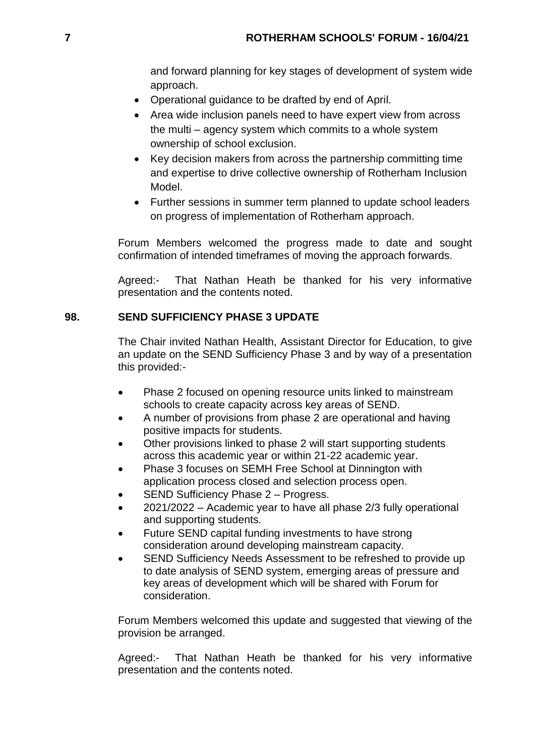and forward planning for key stages of development of system wide approach.

- Operational guidance to be drafted by end of April.
- Area wide inclusion panels need to have expert view from across the multi – agency system which commits to a whole system ownership of school exclusion.
- Key decision makers from across the partnership committing time and expertise to drive collective ownership of Rotherham Inclusion Model.
- Further sessions in summer term planned to update school leaders on progress of implementation of Rotherham approach.

Forum Members welcomed the progress made to date and sought confirmation of intended timeframes of moving the approach forwards.

Agreed:- That Nathan Heath be thanked for his very informative presentation and the contents noted.

## 98. SEND SUFFICIENCY PHASE 3 UPDATE

The Chair invited Nathan Health, Assistant Director for Education, to give an update on the SEND Sufficiency Phase 3 and by way of a presentation this provided:-

- Phase 2 focused on opening resource units linked to mainstream schools to create capacity across key areas of SEND.
- A number of provisions from phase 2 are operational and having positive impacts for students.
- Other provisions linked to phase 2 will start supporting students across this academic year or within 21-22 academic year.
- Phase 3 focuses on SEMH Free School at Dinnington with application process closed and selection process open.
- SEND Sufficiency Phase 2 – Progress.
- 2021/2022 – Academic year to have all phase 2/3 fully operational and supporting students.
- Future SEND capital funding investments to have strong consideration around developing mainstream capacity.
- SEND Sufficiency Needs Assessment to be refreshed to provide up to date analysis of SEND system, emerging areas of pressure and key areas of development which will be shared with Forum for consideration.

Forum Members welcomed this update and suggested that viewing of the provision be arranged.

Agreed:- That Nathan Heath be thanked for his very informative presentation and the contents noted.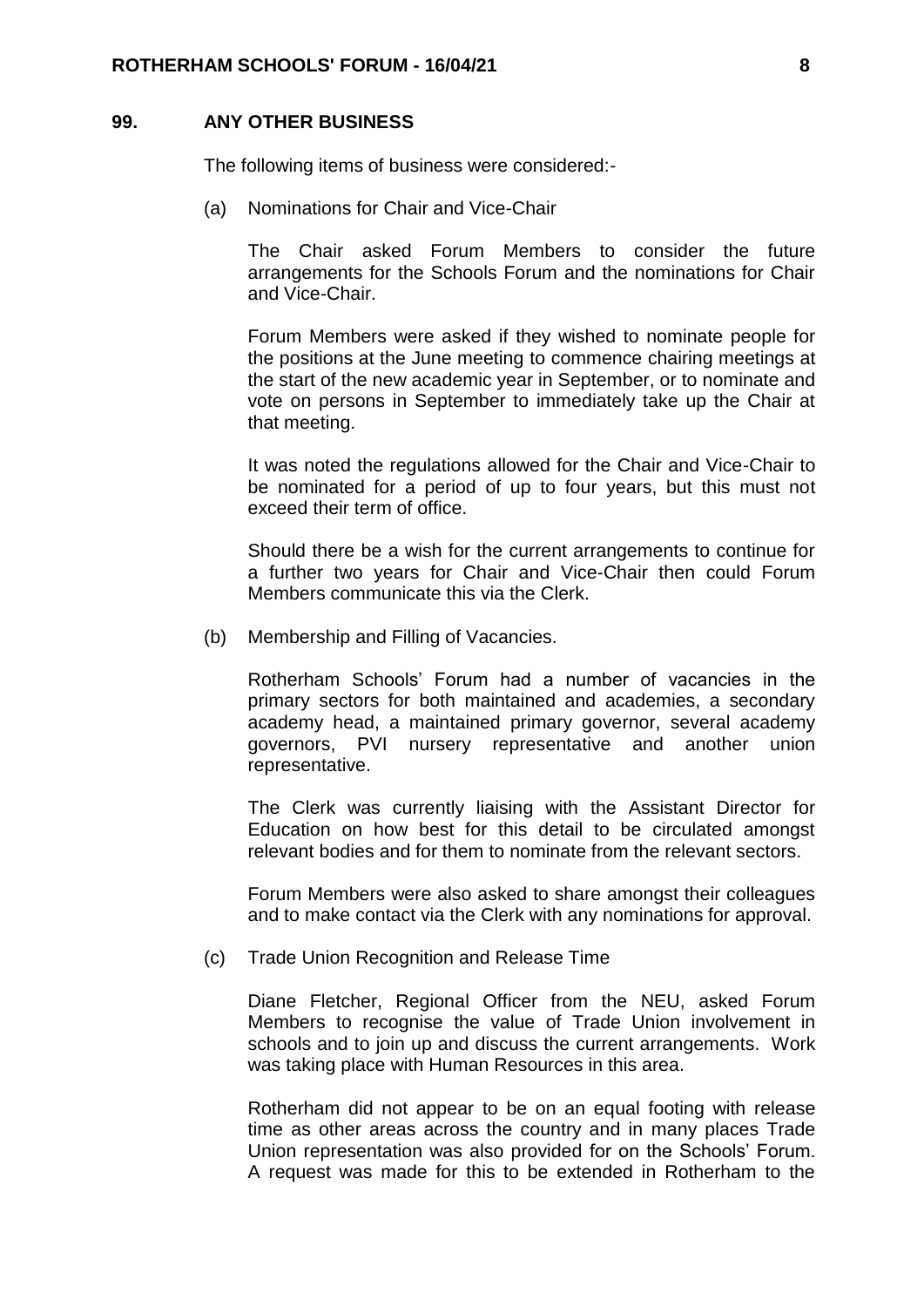## 99. ANY OTHER BUSINESS

The following items of business were considered:-

(a) Nominations for Chair and Vice-Chair

The Chair asked Forum Members to consider the future arrangements for the Schools Forum and the nominations for Chair and Vice-Chair.

Forum Members were asked if they wished to nominate people for the positions at the June meeting to commence chairing meetings at the start of the new academic year in September, or to nominate and vote on persons in September to immediately take up the Chair at that meeting.

It was noted the regulations allowed for the Chair and Vice-Chair to be nominated for a period of up to four years, but this must not exceed their term of office.

Should there be a wish for the current arrangements to continue for a further two years for Chair and Vice-Chair then could Forum Members communicate this via the Clerk.

(b) Membership and Filling of Vacancies.

Rotherham Schools' Forum had a number of vacancies in the primary sectors for both maintained and academies, a secondary academy head, a maintained primary governor, several academy governors, PVI nursery representative and another union representative.

The Clerk was currently liaising with the Assistant Director for Education on how best for this detail to be circulated amongst relevant bodies and for them to nominate from the relevant sectors.

Forum Members were also asked to share amongst their colleagues and to make contact via the Clerk with any nominations for approval.

(c) Trade Union Recognition and Release Time

Diane Fletcher, Regional Officer from the NEU, asked Forum Members to recognise the value of Trade Union involvement in schools and to join up and discuss the current arrangements. Work was taking place with Human Resources in this area.

Rotherham did not appear to be on an equal footing with release time as other areas across the country and in many places Trade Union representation was also provided for on the Schools' Forum. A request was made for this to be extended in Rotherham to the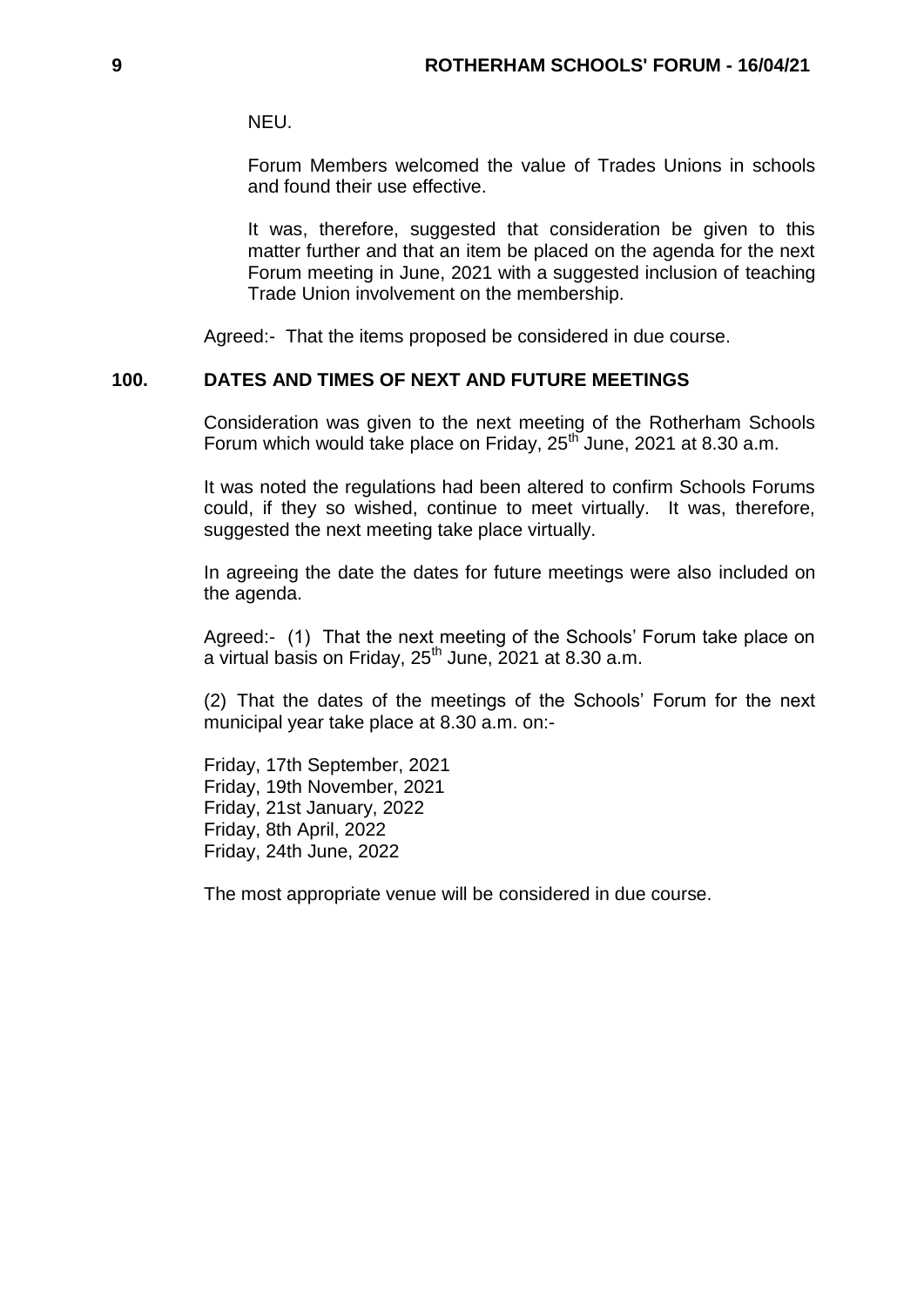NEU.

Forum Members welcomed the value of Trades Unions in schools and found their use effective.

It was, therefore, suggested that consideration be given to this matter further and that an item be placed on the agenda for the next Forum meeting in June, 2021 with a suggested inclusion of teaching Trade Union involvement on the membership.

Agreed:- That the items proposed be considered in due course.

## 100. DATES AND TIMES OF NEXT AND FUTURE MEETINGS

Consideration was given to the next meeting of the Rotherham Schools Forum which would take place on Friday, 25th June, 2021 at 8.30 a.m.

It was noted the regulations had been altered to confirm Schools Forums could, if they so wished, continue to meet virtually. It was, therefore, suggested the next meeting take place virtually.

In agreeing the date the dates for future meetings were also included on the agenda.

Agreed:- (1) That the next meeting of the Schools' Forum take place on a virtual basis on Friday, 25th June, 2021 at 8.30 a.m.

(2) That the dates of the meetings of the Schools' Forum for the next municipal year take place at 8.30 a.m. on:-

Friday, 17th September, 2021
Friday, 19th November, 2021
Friday, 21st January, 2022
Friday, 8th April, 2022
Friday, 24th June, 2022

The most appropriate venue will be considered in due course.